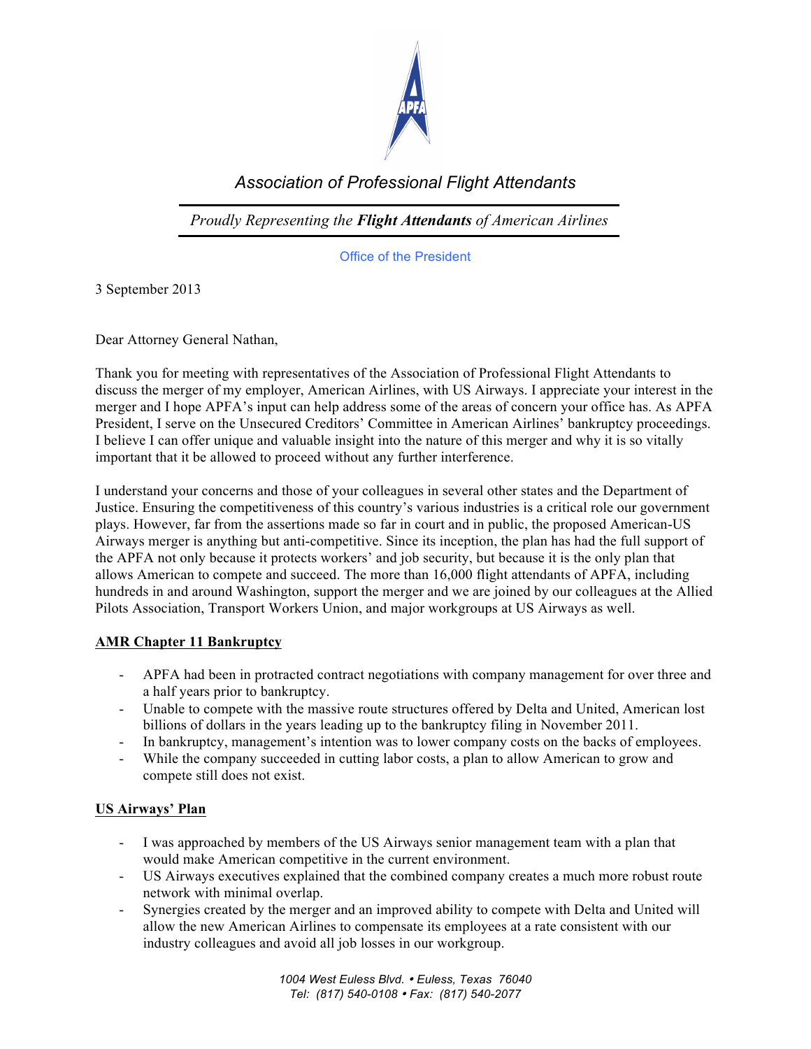# Association of Professional Flight Attendants

*Proudly Representing the **Flight Attendants** of American Airlines*

Office of the President

3 September 2013

Dear Attorney General Nathan,

Thank you for meeting with representatives of the Association of Professional Flight Attendants to discuss the merger of my employer, American Airlines, with US Airways. I appreciate your interest in the merger and I hope APFA's input can help address some of the areas of concern your office has. As APFA President, I serve on the Unsecured Creditors' Committee in American Airlines' bankruptcy proceedings. I believe I can offer unique and valuable insight into the nature of this merger and why it is so vitally important that it be allowed to proceed without any further interference.

I understand your concerns and those of your colleagues in several other states and the Department of Justice. Ensuring the competitiveness of this country's various industries is a critical role our government plays. However, far from the assertions made so far in court and in public, the proposed American-US Airways merger is anything but anti-competitive. Since its inception, the plan has had the full support of the APFA not only because it protects workers' and job security, but because it is the only plan that allows American to compete and succeed. The more than 16,000 flight attendants of APFA, including hundreds in and around Washington, support the merger and we are joined by our colleagues at the Allied Pilots Association, Transport Workers Union, and major workgroups at US Airways as well.

**AMR Chapter 11 Bankruptcy**

- APFA had been in protracted contract negotiations with company management for over three and a half years prior to bankruptcy.
- Unable to compete with the massive route structures offered by Delta and United, American lost billions of dollars in the years leading up to the bankruptcy filing in November 2011.
- In bankruptcy, management's intention was to lower company costs on the backs of employees.
- While the company succeeded in cutting labor costs, a plan to allow American to grow and compete still does not exist.

**US Airways' Plan**

- I was approached by members of the US Airways senior management team with a plan that would make American competitive in the current environment.
- US Airways executives explained that the combined company creates a much more robust route network with minimal overlap.
- Synergies created by the merger and an improved ability to compete with Delta and United will allow the new American Airlines to compensate its employees at a rate consistent with our industry colleagues and avoid all job losses in our workgroup.

1004 West Euless Blvd. • Euless, Texas 76040
Tel: (817) 540-0108 • Fax: (817) 540-2077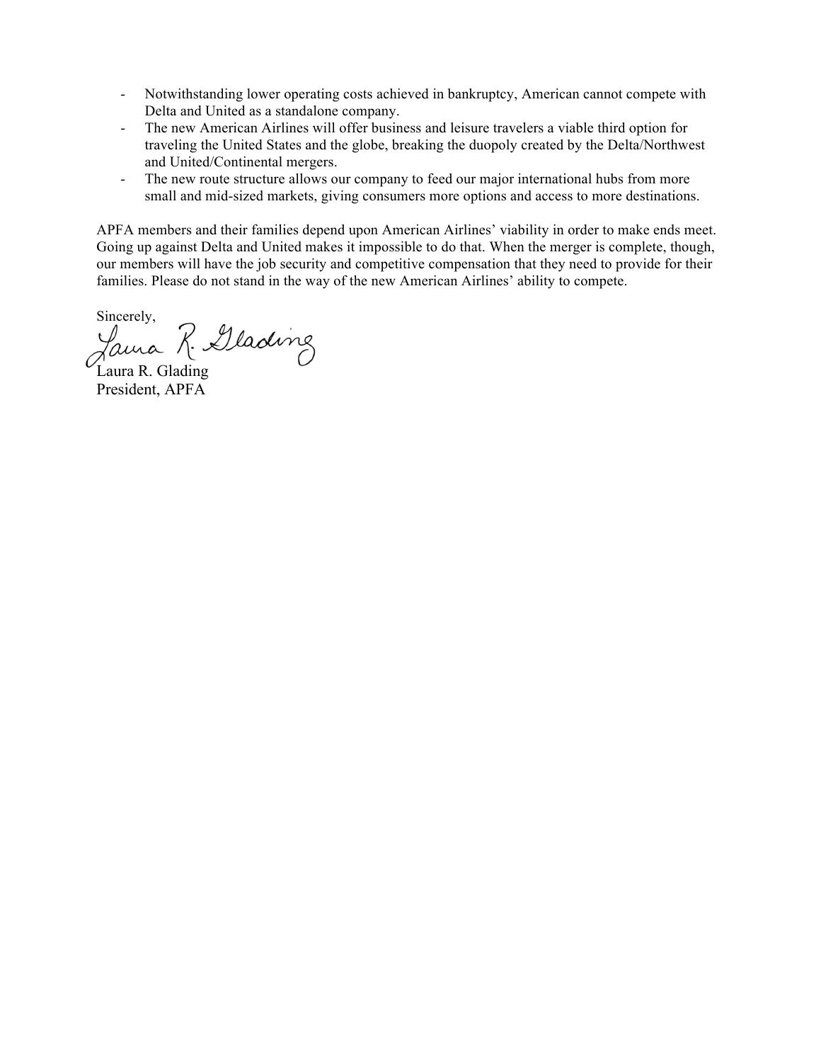- Notwithstanding lower operating costs achieved in bankruptcy, American cannot compete with Delta and United as a standalone company.
- The new American Airlines will offer business and leisure travelers a viable third option for traveling the United States and the globe, breaking the duopoly created by the Delta/Northwest and United/Continental mergers.
- The new route structure allows our company to feed our major international hubs from more small and mid-sized markets, giving consumers more options and access to more destinations.

APFA members and their families depend upon American Airlines' viability in order to make ends meet. Going up against Delta and United makes it impossible to do that. When the merger is complete, though, our members will have the job security and competitive compensation that they need to provide for their families. Please do not stand in the way of the new American Airlines' ability to compete.

Sincerely,

Laura R. Glading
President, APFA